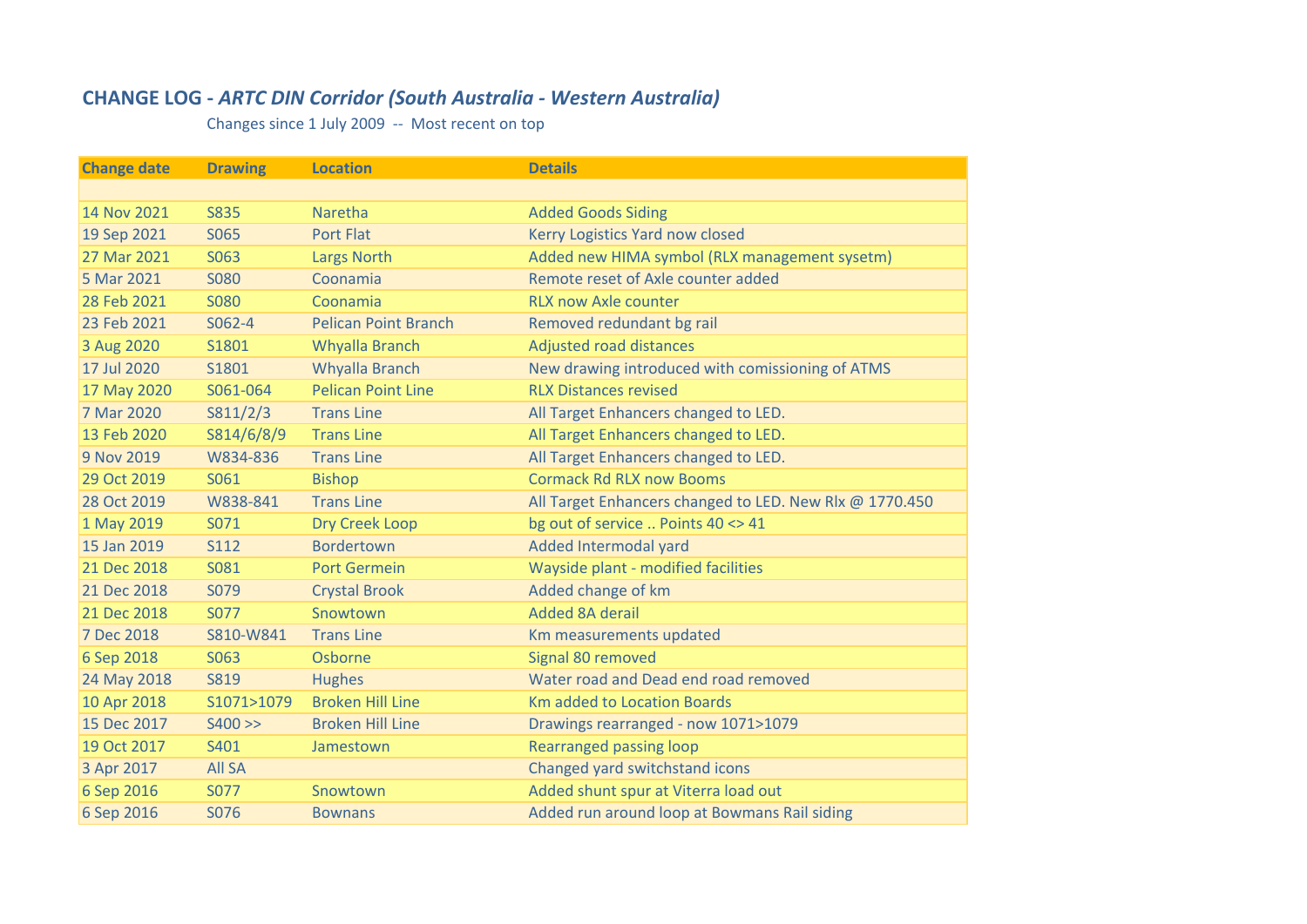# CHANGE LOG - *ARTC DIN Corridor (South Australia - Western Australia)*

Changes since 1 July 2009 -- Most recent on top

| Change date | Drawing | Location | Details |
|---|---|---|---|
| | | | |
| 14 Nov 2021 | S835 | Naretha | Added Goods Siding |
| 19 Sep 2021 | S065 | Port Flat | Kerry Logistics Yard now closed |
| 27 Mar 2021 | S063 | Largs North | Added new HIMA symbol (RLX management sysetm) |
| 5 Mar 2021 | S080 | Coonamia | Remote reset of Axle counter added |
| 28 Feb 2021 | S080 | Coonamia | RLX now Axle counter |
| 23 Feb 2021 | S062-4 | Pelican Point Branch | Removed redundant bg rail |
| 3 Aug 2020 | S1801 | Whyalla Branch | Adjusted road distances |
| 17 Jul 2020 | S1801 | Whyalla Branch | New drawing introduced with comissioning of ATMS |
| 17 May 2020 | S061-064 | Pelican Point Line | RLX Distances revised |
| 7 Mar 2020 | S811/2/3 | Trans Line | All Target Enhancers changed to LED. |
| 13 Feb 2020 | S814/6/8/9 | Trans Line | All Target Enhancers changed to LED. |
| 9 Nov 2019 | W834-836 | Trans Line | All Target Enhancers changed to LED. |
| 29 Oct 2019 | S061 | Bishop | Cormack Rd RLX now Booms |
| 28 Oct 2019 | W838-841 | Trans Line | All Target Enhancers changed to LED. New Rlx @ 1770.450 |
| 1 May 2019 | S071 | Dry Creek Loop | bg out of service .. Points 40 <> 41 |
| 15 Jan 2019 | S112 | Bordertown | Added Intermodal yard |
| 21 Dec 2018 | S081 | Port Germein | Wayside plant - modified facilities |
| 21 Dec 2018 | S079 | Crystal Brook | Added change of km |
| 21 Dec 2018 | S077 | Snowtown | Added 8A derail |
| 7 Dec 2018 | S810-W841 | Trans Line | Km measurements updated |
| 6 Sep 2018 | S063 | Osborne | Signal 80 removed |
| 24 May 2018 | S819 | Hughes | Water road and Dead end road removed |
| 10 Apr 2018 | S1071>1079 | Broken Hill Line | Km added to Location Boards |
| 15 Dec 2017 | S400 >> | Broken Hill Line | Drawings rearranged - now 1071>1079 |
| 19 Oct 2017 | S401 | Jamestown | Rearranged passing loop |
| 3 Apr 2017 | All SA | | Changed yard switchstand icons |
| 6 Sep 2016 | S077 | Snowtown | Added shunt spur at Viterra load out |
| 6 Sep 2016 | S076 | Bownans | Added run around loop at Bowmans Rail siding |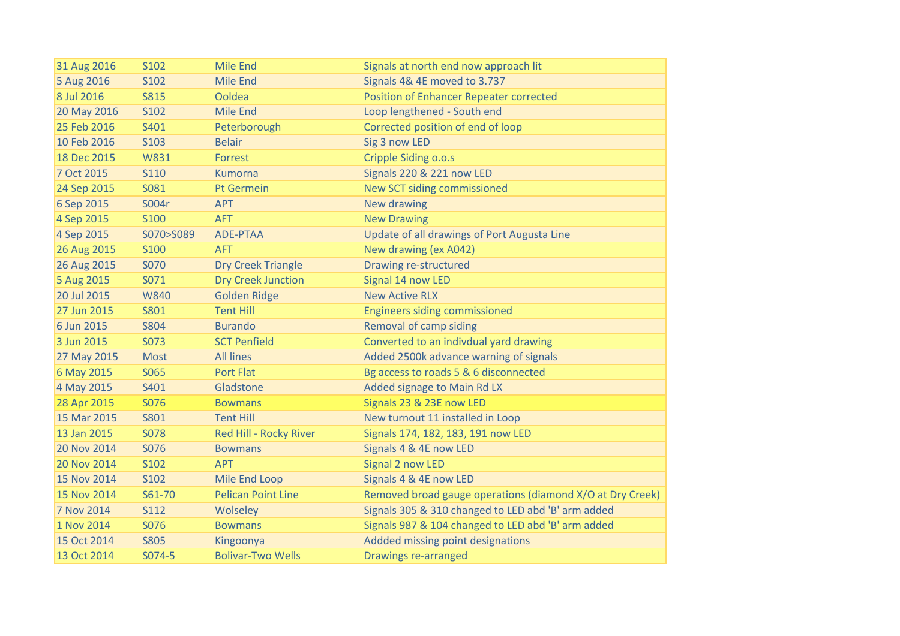| 31 Aug 2016 | S102 | Mile End | Signals at north end now approach lit |
|---|---|---|---|
| 5 Aug 2016 | S102 | Mile End | Signals 4& 4E moved to 3.737 |
| 8 Jul 2016 | S815 | Ooldea | Position of Enhancer Repeater corrected |
| 20 May 2016 | S102 | Mile End | Loop lengthened - South end |
| 25 Feb 2016 | S401 | Peterborough | Corrected position of end of loop |
| 10 Feb 2016 | S103 | Belair | Sig 3 now LED |
| 18 Dec 2015 | W831 | Forrest | Cripple Siding o.o.s |
| 7 Oct 2015 | S110 | Kumorna | Signals 220 & 221 now LED |
| 24 Sep 2015 | S081 | Pt Germein | New SCT siding commissioned |
| 6 Sep 2015 | S004r | APT | New drawing |
| 4 Sep 2015 | S100 | AFT | New Drawing |
| 4 Sep 2015 | S070>S089 | ADE-PTAA | Update of all drawings of Port Augusta Line |
| 26 Aug 2015 | S100 | AFT | New drawing (ex A042) |
| 26 Aug 2015 | S070 | Dry Creek Triangle | Drawing re-structured |
| 5 Aug 2015 | S071 | Dry Creek Junction | Signal 14 now LED |
| 20 Jul 2015 | W840 | Golden Ridge | New Active RLX |
| 27 Jun 2015 | S801 | Tent Hill | Engineers siding commissioned |
| 6 Jun 2015 | S804 | Burando | Removal of camp siding |
| 3 Jun 2015 | S073 | SCT Penfield | Converted to an indivdual yard drawing |
| 27 May 2015 | Most | All lines | Added 2500k advance warning of signals |
| 6 May 2015 | S065 | Port Flat | Bg access to roads 5 & 6 disconnected |
| 4 May 2015 | S401 | Gladstone | Added signage to Main Rd LX |
| 28 Apr 2015 | S076 | Bowmans | Signals 23 & 23E now LED |
| 15 Mar 2015 | S801 | Tent Hill | New turnout 11 installed in Loop |
| 13 Jan 2015 | S078 | Red Hill - Rocky River | Signals 174, 182, 183, 191 now LED |
| 20 Nov 2014 | S076 | Bowmans | Signals 4 & 4E now LED |
| 20 Nov 2014 | S102 | APT | Signal 2 now LED |
| 15 Nov 2014 | S102 | Mile End Loop | Signals 4 & 4E now LED |
| 15 Nov 2014 | S61-70 | Pelican Point Line | Removed broad gauge operations (diamond X/O at Dry Creek) |
| 7 Nov 2014 | S112 | Wolseley | Signals 305 & 310 changed to LED abd 'B' arm added |
| 1 Nov 2014 | S076 | Bowmans | Signals 987 & 104 changed to LED abd 'B' arm added |
| 15 Oct 2014 | S805 | Kingoonya | Addded missing point designations |
| 13 Oct 2014 | S074-5 | Bolivar-Two Wells | Drawings re-arranged |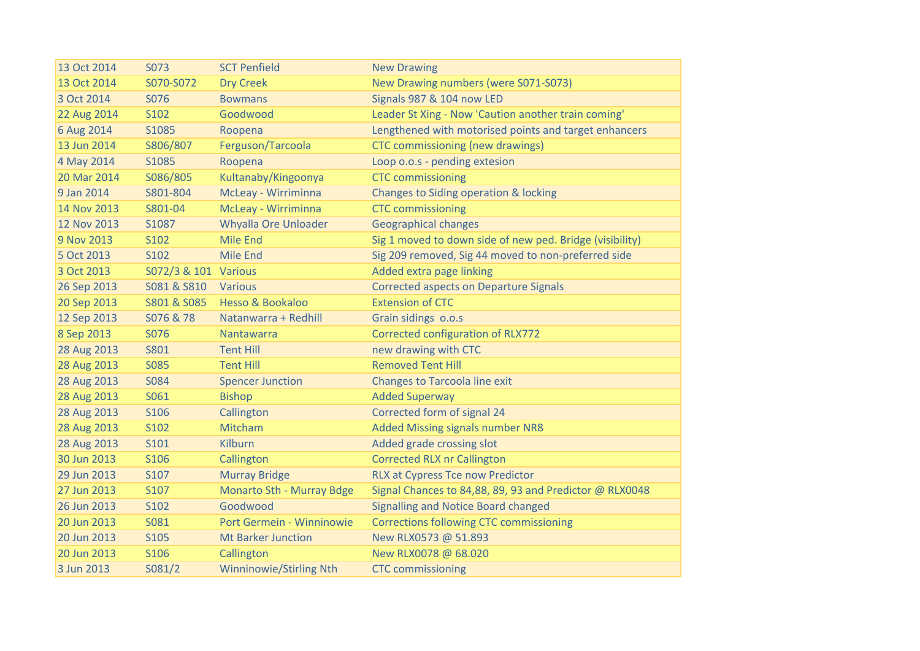| | | | |
|---|---|---|---|
| 13 Oct 2014 | S073 | SCT Penfield | New Drawing |
| 13 Oct 2014 | S070-S072 | Dry Creek | New Drawing numbers (were S071-S073) |
| 3 Oct 2014 | S076 | Bowmans | Signals 987 & 104 now LED |
| 22 Aug 2014 | S102 | Goodwood | Leader St Xing - Now 'Caution another train coming' |
| 6 Aug 2014 | S1085 | Roopena | Lengthened with motorised points and target enhancers |
| 13 Jun 2014 | S806/807 | Ferguson/Tarcoola | CTC commissioning (new drawings) |
| 4 May 2014 | S1085 | Roopena | Loop o.o.s - pending extesion |
| 20 Mar 2014 | S086/805 | Kultanaby/Kingoonya | CTC commissioning |
| 9 Jan 2014 | S801-804 | McLeay - Wirriminna | Changes to Siding operation & locking |
| 14 Nov 2013 | S801-04 | McLeay - Wirriminna | CTC commissioning |
| 12 Nov 2013 | S1087 | Whyalla Ore Unloader | Geographical changes |
| 9 Nov 2013 | S102 | Mile End | Sig 1 moved to down side of new ped. Bridge (visibility) |
| 5 Oct 2013 | S102 | Mile End | Sig 209 removed, Sig 44 moved to non-preferred side |
| 3 Oct 2013 | S072/3 & 101 | Various | Added extra page linking |
| 26 Sep 2013 | S081 & S810 | Various | Corrected aspects on Departure Signals |
| 20 Sep 2013 | S801 & S085 | Hesso & Bookaloo | Extension of CTC |
| 12 Sep 2013 | S076 & 78 | Natanwarra + Redhill | Grain sidings o.o.s |
| 8 Sep 2013 | S076 | Nantawarra | Corrected configuration of RLX772 |
| 28 Aug 2013 | S801 | Tent Hill | new drawing with CTC |
| 28 Aug 2013 | S085 | Tent Hill | Removed Tent Hill |
| 28 Aug 2013 | S084 | Spencer Junction | Changes to Tarcoola line exit |
| 28 Aug 2013 | S061 | Bishop | Added Superway |
| 28 Aug 2013 | S106 | Callington | Corrected form of signal 24 |
| 28 Aug 2013 | S102 | Mitcham | Added Missing signals number NR8 |
| 28 Aug 2013 | S101 | Kilburn | Added grade crossing slot |
| 30 Jun 2013 | S106 | Callington | Corrected RLX nr Callington |
| 29 Jun 2013 | S107 | Murray Bridge | RLX at Cypress Tce now Predictor |
| 27 Jun 2013 | S107 | Monarto Sth - Murray Bdge | Signal Chances to 84,88, 89, 93 and Predictor @ RLX0048 |
| 26 Jun 2013 | S102 | Goodwood | Signalling and Notice Board changed |
| 20 Jun 2013 | S081 | Port Germein - Winninowie | Corrections following CTC commissioning |
| 20 Jun 2013 | S105 | Mt Barker Junction | New RLX0573 @ 51.893 |
| 20 Jun 2013 | S106 | Callington | New RLX0078 @ 68.020 |
| 3 Jun 2013 | S081/2 | Winninowie/Stirling Nth | CTC commissioning |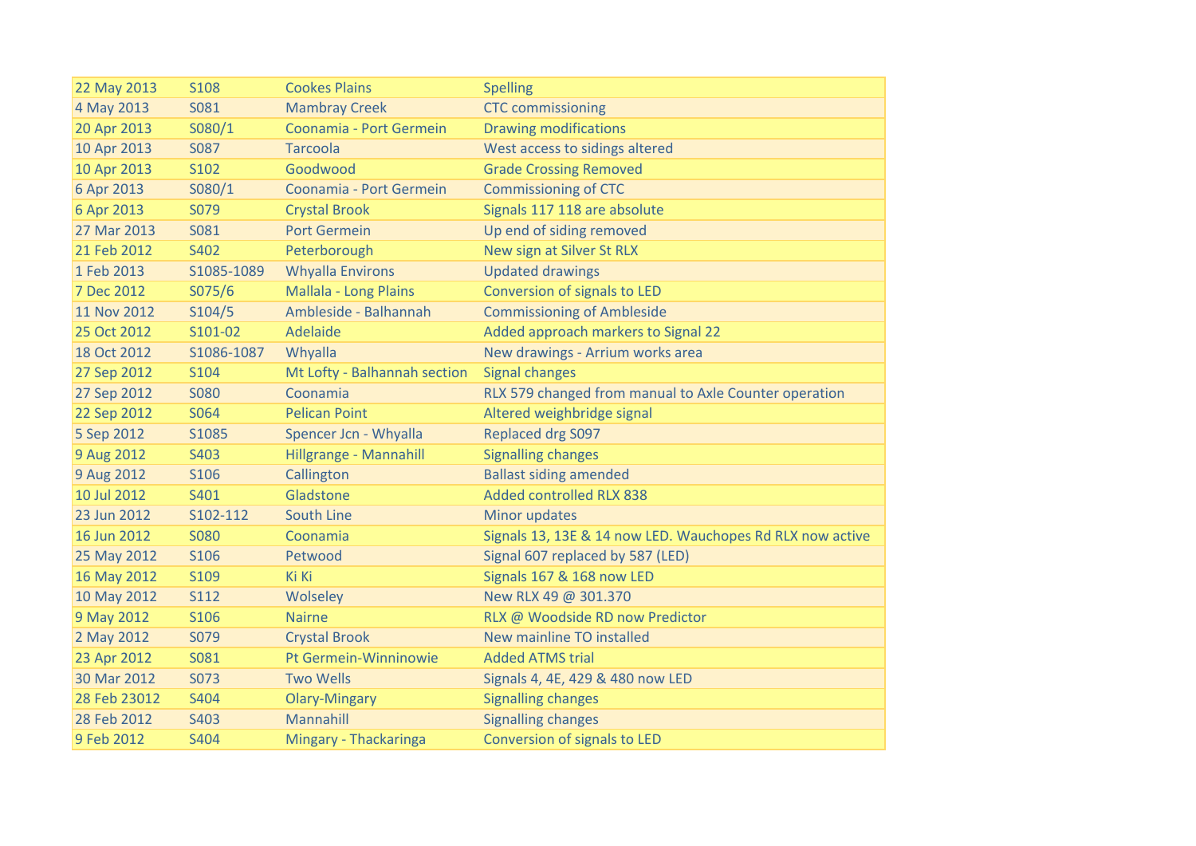| 22 May 2013 | S108 | Cookes Plains | Spelling |
|---|---|---|---|
| 4 May 2013 | S081 | Mambray Creek | CTC commissioning |
| 20 Apr 2013 | S080/1 | Coonamia - Port Germein | Drawing modifications |
| 10 Apr 2013 | S087 | Tarcoola | West access to sidings altered |
| 10 Apr 2013 | S102 | Goodwood | Grade Crossing Removed |
| 6 Apr 2013 | S080/1 | Coonamia - Port Germein | Commissioning of CTC |
| 6 Apr 2013 | S079 | Crystal Brook | Signals 117 118 are absolute |
| 27 Mar 2013 | S081 | Port Germein | Up end of siding removed |
| 21 Feb 2012 | S402 | Peterborough | New sign at Silver St RLX |
| 1 Feb 2013 | S1085-1089 | Whyalla Environs | Updated drawings |
| 7 Dec 2012 | S075/6 | Mallala - Long Plains | Conversion of signals to LED |
| 11 Nov 2012 | S104/5 | Ambleside - Balhannah | Commissioning of Ambleside |
| 25 Oct 2012 | S101-02 | Adelaide | Added approach markers to Signal 22 |
| 18 Oct 2012 | S1086-1087 | Whyalla | New drawings - Arrium works area |
| 27 Sep 2012 | S104 | Mt Lofty - Balhannah section | Signal changes |
| 27 Sep 2012 | S080 | Coonamia | RLX 579 changed from manual to Axle Counter operation |
| 22 Sep 2012 | S064 | Pelican Point | Altered weighbridge signal |
| 5 Sep 2012 | S1085 | Spencer Jcn - Whyalla | Replaced drg S097 |
| 9 Aug 2012 | S403 | Hillgrange - Mannahill | Signalling changes |
| 9 Aug 2012 | S106 | Callington | Ballast siding amended |
| 10 Jul 2012 | S401 | Gladstone | Added controlled RLX 838 |
| 23 Jun 2012 | S102-112 | South Line | Minor updates |
| 16 Jun 2012 | S080 | Coonamia | Signals 13, 13E & 14 now LED. Wauchopes Rd RLX now active |
| 25 May 2012 | S106 | Petwood | Signal 607 replaced by 587 (LED) |
| 16 May 2012 | S109 | Ki Ki | Signals 167 & 168 now LED |
| 10 May 2012 | S112 | Wolseley | New RLX 49 @ 301.370 |
| 9 May 2012 | S106 | Nairne | RLX @ Woodside RD now Predictor |
| 2 May 2012 | S079 | Crystal Brook | New mainline TO installed |
| 23 Apr 2012 | S081 | Pt Germein-Winninowie | Added ATMS trial |
| 30 Mar 2012 | S073 | Two Wells | Signals 4, 4E, 429 & 480 now LED |
| 28 Feb 23012 | S404 | Olary-Mingary | Signalling changes |
| 28 Feb 2012 | S403 | Mannahill | Signalling changes |
| 9 Feb 2012 | S404 | Mingary - Thackaringa | Conversion of signals to LED |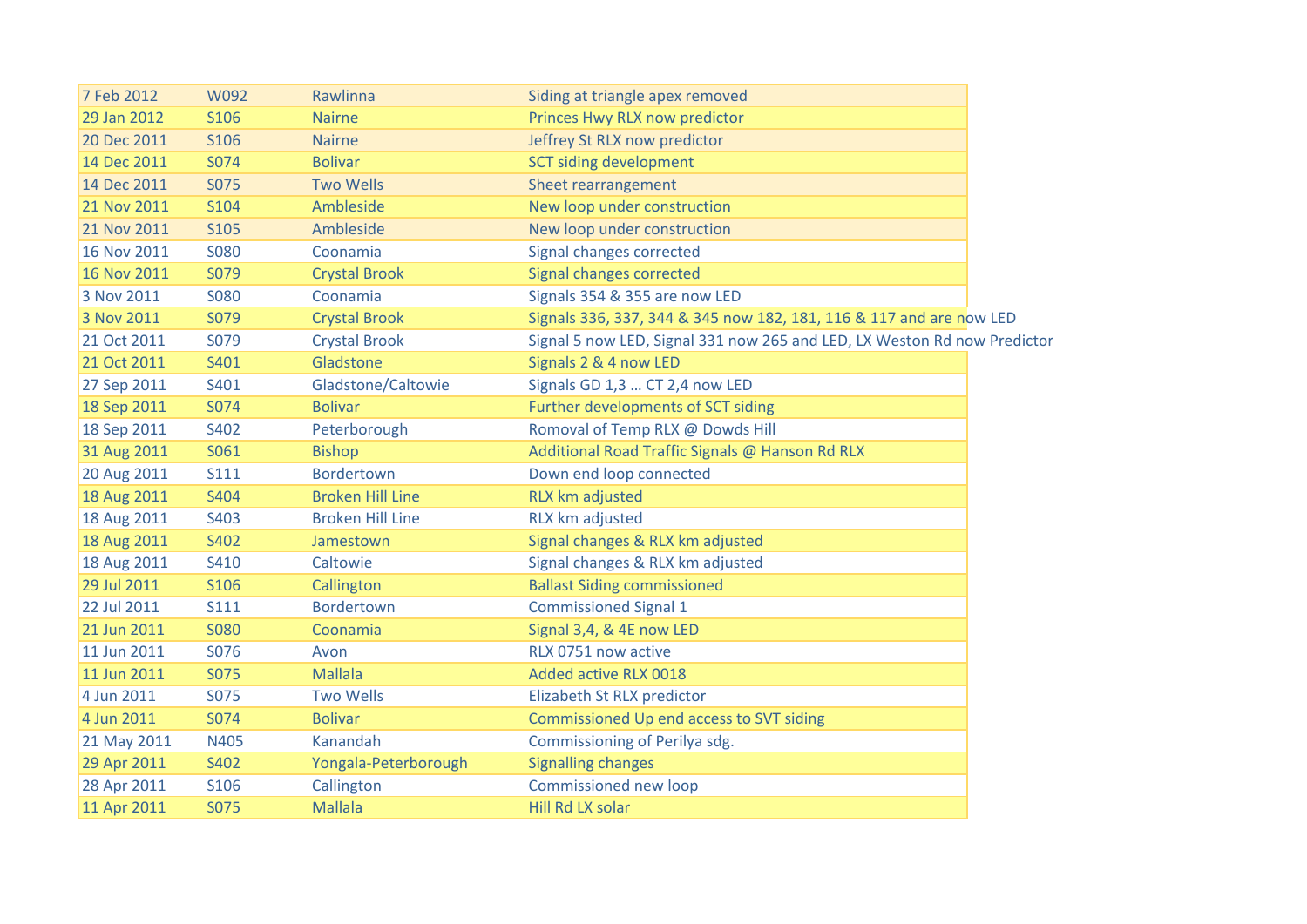| 7 Feb 2012 | W092 | Rawlinna | Siding at triangle apex removed |
|---|---|---|---|
| 29 Jan 2012 | S106 | Nairne | Princes Hwy RLX now predictor |
| 20 Dec 2011 | S106 | Nairne | Jeffrey St RLX now predictor |
| 14 Dec 2011 | S074 | Bolivar | SCT siding development |
| 14 Dec 2011 | S075 | Two Wells | Sheet rearrangement |
| 21 Nov 2011 | S104 | Ambleside | New loop under construction |
| 21 Nov 2011 | S105 | Ambleside | New loop under construction |
| 16 Nov 2011 | S080 | Coonamia | Signal changes corrected |
| 16 Nov 2011 | S079 | Crystal Brook | Signal changes corrected |
| 3 Nov 2011 | S080 | Coonamia | Signals 354 & 355 are now LED |
| 3 Nov 2011 | S079 | Crystal Brook | Signals 336, 337, 344 & 345 now 182, 181, 116 & 117 and are now LED |
| 21 Oct 2011 | S079 | Crystal Brook | Signal 5 now LED, Signal 331 now 265 and LED, LX Weston Rd now Predictor |
| 21 Oct 2011 | S401 | Gladstone | Signals 2 & 4 now LED |
| 27 Sep 2011 | S401 | Gladstone/Caltowie | Signals GD 1,3 … CT 2,4 now LED |
| 18 Sep 2011 | S074 | Bolivar | Further developments of SCT siding |
| 18 Sep 2011 | S402 | Peterborough | Romoval of Temp RLX @ Dowds Hill |
| 31 Aug 2011 | S061 | Bishop | Additional Road Traffic Signals @ Hanson Rd RLX |
| 20 Aug 2011 | S111 | Bordertown | Down end loop connected |
| 18 Aug 2011 | S404 | Broken Hill Line | RLX km adjusted |
| 18 Aug 2011 | S403 | Broken Hill Line | RLX km adjusted |
| 18 Aug 2011 | S402 | Jamestown | Signal changes & RLX km adjusted |
| 18 Aug 2011 | S410 | Caltowie | Signal changes & RLX km adjusted |
| 29 Jul 2011 | S106 | Callington | Ballast Siding commissioned |
| 22 Jul 2011 | S111 | Bordertown | Commissioned Signal 1 |
| 21 Jun 2011 | S080 | Coonamia | Signal 3,4, & 4E now LED |
| 11 Jun 2011 | S076 | Avon | RLX 0751 now active |
| 11 Jun 2011 | S075 | Mallala | Added active RLX 0018 |
| 4 Jun 2011 | S075 | Two Wells | Elizabeth St RLX predictor |
| 4 Jun 2011 | S074 | Bolivar | Commissioned Up end access to SVT siding |
| 21 May 2011 | N405 | Kanandah | Commissioning of Perilya sdg. |
| 29 Apr 2011 | S402 | Yongala-Peterborough | Signalling changes |
| 28 Apr 2011 | S106 | Callington | Commissioned new loop |
| 11 Apr 2011 | S075 | Mallala | Hill Rd LX solar |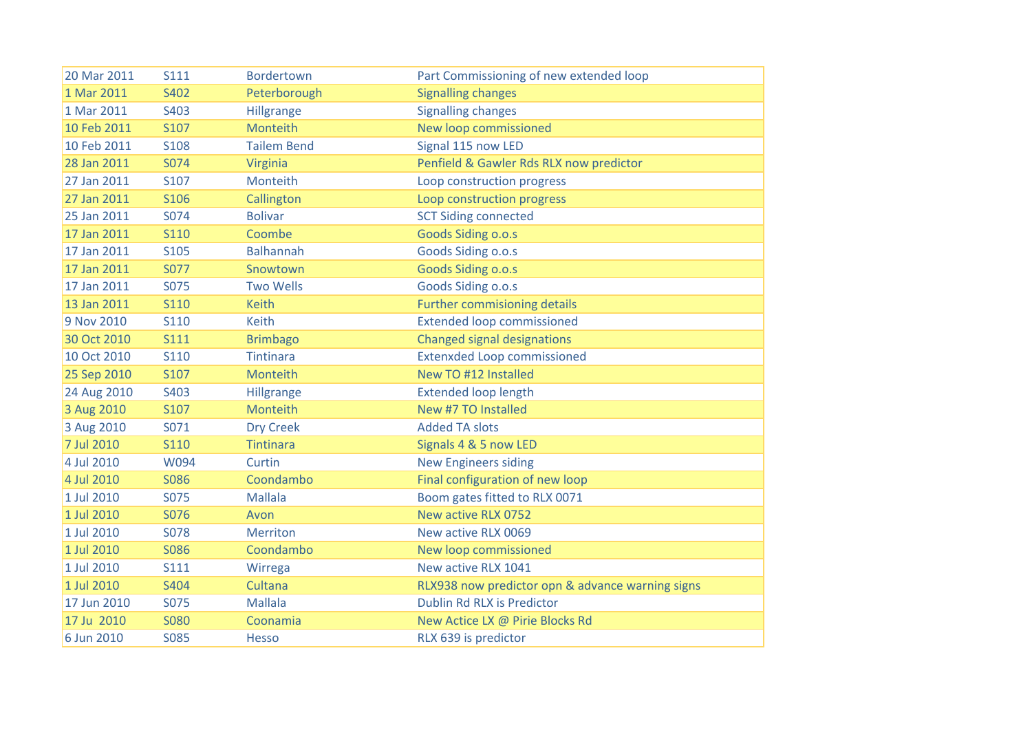| 20 Mar 2011 | S111 | Bordertown | Part Commissioning of new extended loop |
|---|---|---|---|
| 1 Mar 2011 | S402 | Peterborough | Signalling changes |
| 1 Mar 2011 | S403 | Hillgrange | Signalling changes |
| 10 Feb 2011 | S107 | Monteith | New loop commissioned |
| 10 Feb 2011 | S108 | Tailem Bend | Signal 115 now LED |
| 28 Jan 2011 | S074 | Virginia | Penfield & Gawler Rds RLX now predictor |
| 27 Jan 2011 | S107 | Monteith | Loop construction progress |
| 27 Jan 2011 | S106 | Callington | Loop construction progress |
| 25 Jan 2011 | S074 | Bolivar | SCT Siding connected |
| 17 Jan 2011 | S110 | Coombe | Goods Siding o.o.s |
| 17 Jan 2011 | S105 | Balhannah | Goods Siding o.o.s |
| 17 Jan 2011 | S077 | Snowtown | Goods Siding o.o.s |
| 17 Jan 2011 | S075 | Two Wells | Goods Siding o.o.s |
| 13 Jan 2011 | S110 | Keith | Further commisioning details |
| 9 Nov 2010 | S110 | Keith | Extended loop commissioned |
| 30 Oct 2010 | S111 | Brimbago | Changed signal designations |
| 10 Oct 2010 | S110 | Tintinara | Extenxded Loop commissioned |
| 25 Sep 2010 | S107 | Monteith | New TO #12 Installed |
| 24 Aug 2010 | S403 | Hillgrange | Extended loop length |
| 3 Aug 2010 | S107 | Monteith | New #7 TO Installed |
| 3 Aug 2010 | S071 | Dry Creek | Added TA slots |
| 7 Jul 2010 | S110 | Tintinara | Signals 4 & 5 now LED |
| 4 Jul 2010 | W094 | Curtin | New Engineers siding |
| 4 Jul 2010 | S086 | Coondambo | Final configuration of new loop |
| 1 Jul 2010 | S075 | Mallala | Boom gates fitted to RLX 0071 |
| 1 Jul 2010 | S076 | Avon | New active RLX 0752 |
| 1 Jul 2010 | S078 | Merriton | New active RLX 0069 |
| 1 Jul 2010 | S086 | Coondambo | New loop commissioned |
| 1 Jul 2010 | S111 | Wirrega | New active RLX 1041 |
| 1 Jul 2010 | S404 | Cultana | RLX938 now predictor opn & advance warning signs |
| 17 Jun 2010 | S075 | Mallala | Dublin Rd RLX is Predictor |
| 17 Ju  2010 | S080 | Coonamia | New Actice LX @ Pirie Blocks Rd |
| 6 Jun 2010 | S085 | Hesso | RLX 639 is predictor |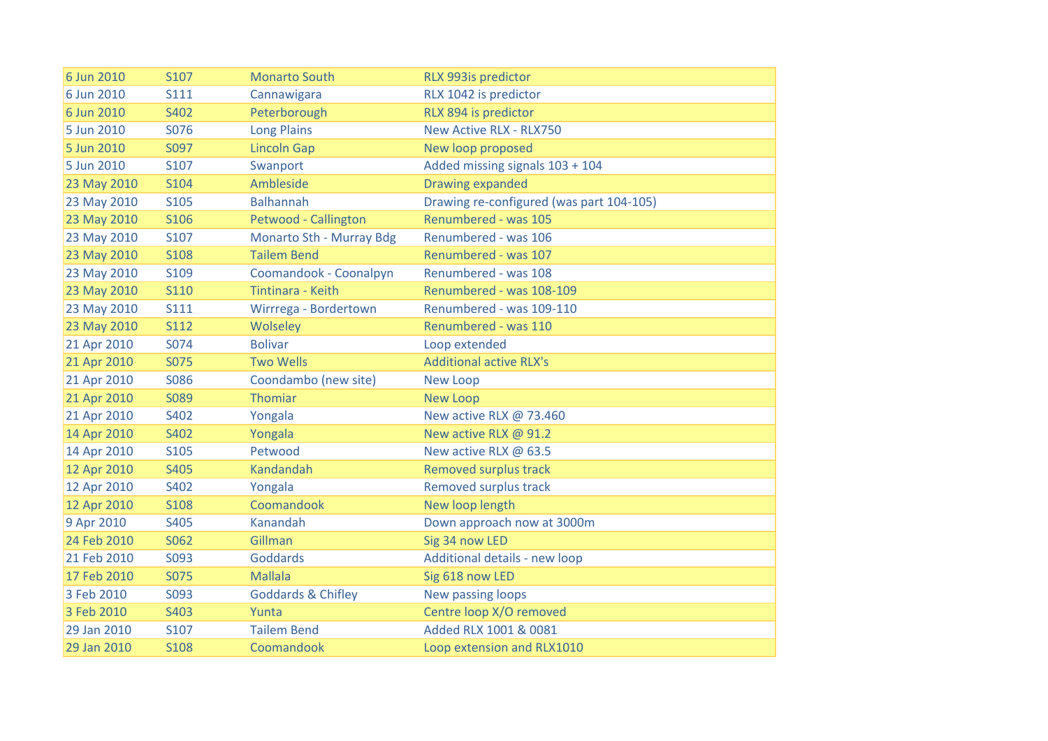| | | | |
|---|---|---|---|
| 6 Jun 2010 | S107 | Monarto South | RLX 993is predictor |
| 6 Jun 2010 | S111 | Cannawigara | RLX 1042 is predictor |
| 6 Jun 2010 | S402 | Peterborough | RLX 894 is predictor |
| 5 Jun 2010 | S076 | Long Plains | New Active RLX - RLX750 |
| 5 Jun 2010 | S097 | Lincoln Gap | New loop proposed |
| 5 Jun 2010 | S107 | Swanport | Added missing signals 103 + 104 |
| 23 May 2010 | S104 | Ambleside | Drawing expanded |
| 23 May 2010 | S105 | Balhannah | Drawing re-configured (was part 104-105) |
| 23 May 2010 | S106 | Petwood - Callington | Renumbered - was 105 |
| 23 May 2010 | S107 | Monarto Sth - Murray Bdg | Renumbered - was 106 |
| 23 May 2010 | S108 | Tailem Bend | Renumbered - was 107 |
| 23 May 2010 | S109 | Coomandook - Coonalpyn | Renumbered - was 108 |
| 23 May 2010 | S110 | Tintinara - Keith | Renumbered - was 108-109 |
| 23 May 2010 | S111 | Wirrrega - Bordertown | Renumbered - was 109-110 |
| 23 May 2010 | S112 | Wolseley | Renumbered - was 110 |
| 21 Apr 2010 | S074 | Bolivar | Loop extended |
| 21 Apr 2010 | S075 | Two Wells | Additional active RLX's |
| 21 Apr 2010 | S086 | Coondambo (new site) | New Loop |
| 21 Apr 2010 | S089 | Thomiar | New Loop |
| 21 Apr 2010 | S402 | Yongala | New active RLX @ 73.460 |
| 14 Apr 2010 | S402 | Yongala | New active RLX @ 91.2 |
| 14 Apr 2010 | S105 | Petwood | New active RLX @ 63.5 |
| 12 Apr 2010 | S405 | Kandandah | Removed surplus track |
| 12 Apr 2010 | S402 | Yongala | Removed surplus track |
| 12 Apr 2010 | S108 | Coomandook | New loop length |
| 9 Apr 2010 | S405 | Kanandah | Down approach now at 3000m |
| 24 Feb 2010 | S062 | Gillman | Sig 34 now LED |
| 21 Feb 2010 | S093 | Goddards | Additional details - new loop |
| 17 Feb 2010 | S075 | Mallala | Sig 618 now LED |
| 3 Feb 2010 | S093 | Goddards & Chifley | New passing loops |
| 3 Feb 2010 | S403 | Yunta | Centre loop X/O removed |
| 29 Jan 2010 | S107 | Tailem Bend | Added RLX 1001 & 0081 |
| 29 Jan 2010 | S108 | Coomandook | Loop extension and RLX1010 |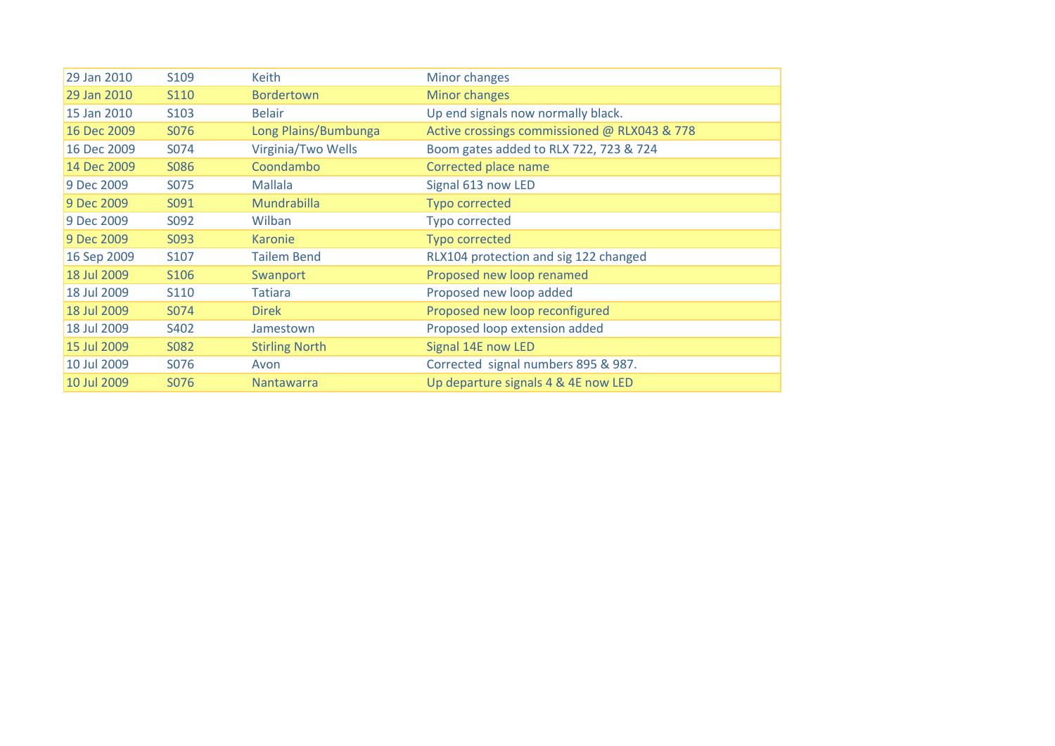| | | | |
|---|---|---|---|
| 29 Jan 2010 | S109 | Keith | Minor changes |
| 29 Jan 2010 | S110 | Bordertown | Minor changes |
| 15 Jan 2010 | S103 | Belair | Up end signals now normally black. |
| 16 Dec 2009 | S076 | Long Plains/Bumbunga | Active crossings commissioned @ RLX043 & 778 |
| 16 Dec 2009 | S074 | Virginia/Two Wells | Boom gates added to RLX 722, 723 & 724 |
| 14 Dec 2009 | S086 | Coondambo | Corrected place name |
| 9 Dec 2009 | S075 | Mallala | Signal 613 now LED |
| 9 Dec 2009 | S091 | Mundrabilla | Typo corrected |
| 9 Dec 2009 | S092 | Wilban | Typo corrected |
| 9 Dec 2009 | S093 | Karonie | Typo corrected |
| 16 Sep 2009 | S107 | Tailem Bend | RLX104 protection and sig 122 changed |
| 18 Jul 2009 | S106 | Swanport | Proposed new loop renamed |
| 18 Jul 2009 | S110 | Tatiara | Proposed new loop added |
| 18 Jul 2009 | S074 | Direk | Proposed new loop reconfigured |
| 18 Jul 2009 | S402 | Jamestown | Proposed loop extension added |
| 15 Jul 2009 | S082 | Stirling North | Signal 14E now LED |
| 10 Jul 2009 | S076 | Avon | Corrected signal numbers 895 & 987. |
| 10 Jul 2009 | S076 | Nantawarra | Up departure signals 4 & 4E now LED |